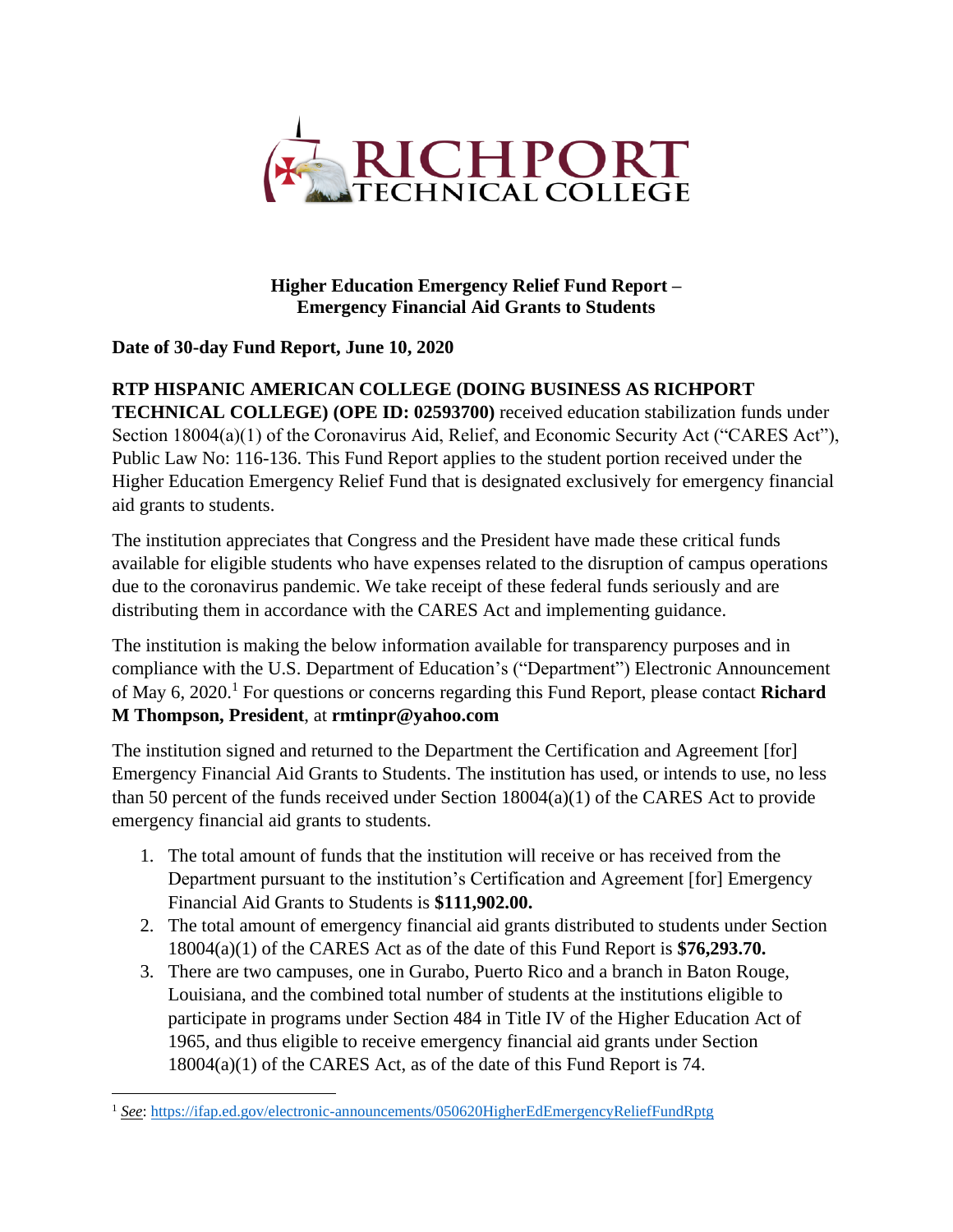# RICHPORT TECHNICAL COLLEGE

**Higher Education Emergency Relief Fund Report –**
**Emergency Financial Aid Grants to Students**

**Date of 30-day Fund Report, June 10, 2020**

**RTP HISPANIC AMERICAN COLLEGE (DOING BUSINESS AS RICHPORT TECHNICAL COLLEGE) (OPE ID: 02593700)** received education stabilization funds under Section 18004(a)(1) of the Coronavirus Aid, Relief, and Economic Security Act ("CARES Act"), Public Law No: 116-136. This Fund Report applies to the student portion received under the Higher Education Emergency Relief Fund that is designated exclusively for emergency financial aid grants to students.

The institution appreciates that Congress and the President have made these critical funds available for eligible students who have expenses related to the disruption of campus operations due to the coronavirus pandemic. We take receipt of these federal funds seriously and are distributing them in accordance with the CARES Act and implementing guidance.

The institution is making the below information available for transparency purposes and in compliance with the U.S. Department of Education's ("Department") Electronic Announcement of May 6, 2020.[1] For questions or concerns regarding this Fund Report, please contact **Richard M Thompson, President**, at **rmtinpr@yahoo.com**

The institution signed and returned to the Department the Certification and Agreement [for] Emergency Financial Aid Grants to Students. The institution has used, or intends to use, no less than 50 percent of the funds received under Section 18004(a)(1) of the CARES Act to provide emergency financial aid grants to students.

1. The total amount of funds that the institution will receive or has received from the Department pursuant to the institution's Certification and Agreement [for] Emergency Financial Aid Grants to Students is **$111,902.00.**
2. The total amount of emergency financial aid grants distributed to students under Section 18004(a)(1) of the CARES Act as of the date of this Fund Report is **$76,293.70.**
3. There are two campuses, one in Gurabo, Puerto Rico and a branch in Baton Rouge, Louisiana, and the combined total number of students at the institutions eligible to participate in programs under Section 484 in Title IV of the Higher Education Act of 1965, and thus eligible to receive emergency financial aid grants under Section 18004(a)(1) of the CARES Act, as of the date of this Fund Report is 74.

---

[1] *See*: https://ifap.ed.gov/electronic-announcements/050620HigherEdEmergencyReliefFundRptg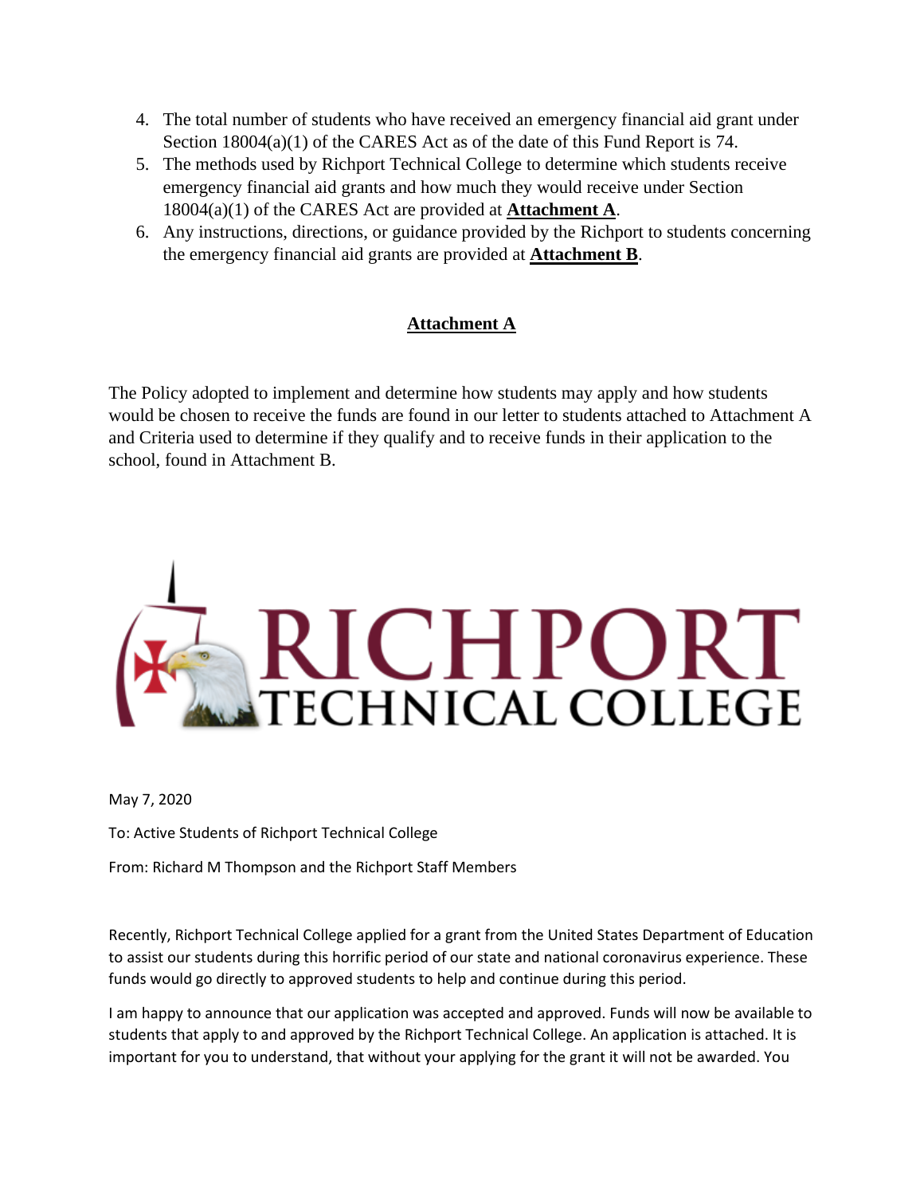4. The total number of students who have received an emergency financial aid grant under Section 18004(a)(1) of the CARES Act as of the date of this Fund Report is 74.
5. The methods used by Richport Technical College to determine which students receive emergency financial aid grants and how much they would receive under Section 18004(a)(1) of the CARES Act are provided at **Attachment A**.
6. Any instructions, directions, or guidance provided by the Richport to students concerning the emergency financial aid grants are provided at **Attachment B**.

## Attachment A

The Policy adopted to implement and determine how students may apply and how students would be chosen to receive the funds are found in our letter to students attached to Attachment A and Criteria used to determine if they qualify and to receive funds in their application to the school, found in Attachment B.

RICHPORT TECHNICAL COLLEGE

May 7, 2020

To: Active Students of Richport Technical College

From: Richard M Thompson and the Richport Staff Members

Recently, Richport Technical College applied for a grant from the United States Department of Education to assist our students during this horrific period of our state and national coronavirus experience. These funds would go directly to approved students to help and continue during this period.

I am happy to announce that our application was accepted and approved. Funds will now be available to students that apply to and approved by the Richport Technical College. An application is attached. It is important for you to understand, that without your applying for the grant it will not be awarded. You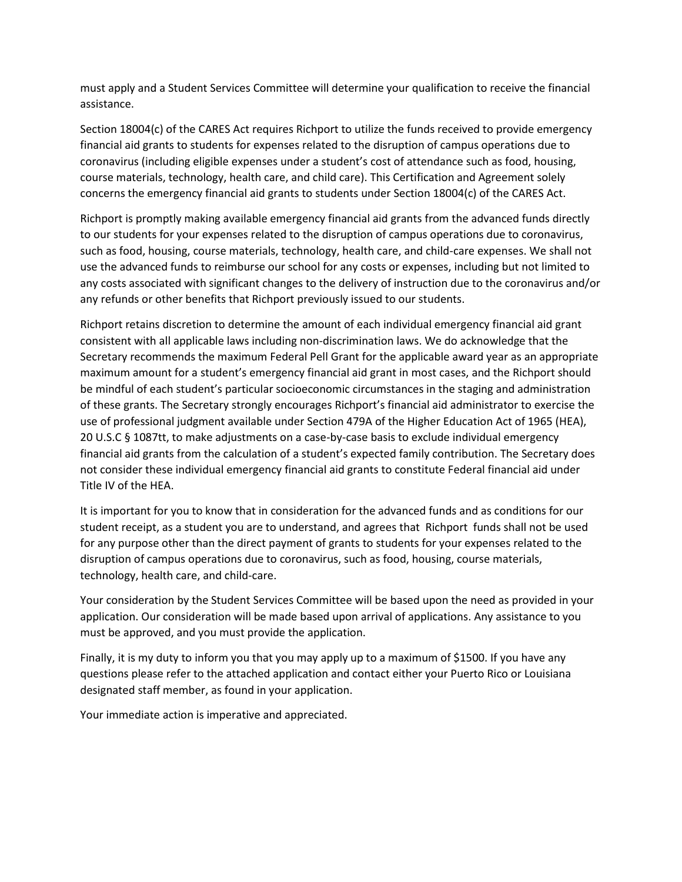must apply and a Student Services Committee will determine your qualification to receive the financial assistance.

Section 18004(c) of the CARES Act requires Richport to utilize the funds received to provide emergency financial aid grants to students for expenses related to the disruption of campus operations due to coronavirus (including eligible expenses under a student's cost of attendance such as food, housing, course materials, technology, health care, and child care). This Certification and Agreement solely concerns the emergency financial aid grants to students under Section 18004(c) of the CARES Act.

Richport is promptly making available emergency financial aid grants from the advanced funds directly to our students for your expenses related to the disruption of campus operations due to coronavirus, such as food, housing, course materials, technology, health care, and child-care expenses. We shall not use the advanced funds to reimburse our school for any costs or expenses, including but not limited to any costs associated with significant changes to the delivery of instruction due to the coronavirus and/or any refunds or other benefits that Richport previously issued to our students.

Richport retains discretion to determine the amount of each individual emergency financial aid grant consistent with all applicable laws including non-discrimination laws. We do acknowledge that the Secretary recommends the maximum Federal Pell Grant for the applicable award year as an appropriate maximum amount for a student's emergency financial aid grant in most cases, and the Richport should be mindful of each student's particular socioeconomic circumstances in the staging and administration of these grants. The Secretary strongly encourages Richport's financial aid administrator to exercise the use of professional judgment available under Section 479A of the Higher Education Act of 1965 (HEA), 20 U.S.C § 1087tt, to make adjustments on a case-by-case basis to exclude individual emergency financial aid grants from the calculation of a student's expected family contribution. The Secretary does not consider these individual emergency financial aid grants to constitute Federal financial aid under Title IV of the HEA.

It is important for you to know that in consideration for the advanced funds and as conditions for our student receipt, as a student you are to understand, and agrees that Richport funds shall not be used for any purpose other than the direct payment of grants to students for your expenses related to the disruption of campus operations due to coronavirus, such as food, housing, course materials, technology, health care, and child-care.

Your consideration by the Student Services Committee will be based upon the need as provided in your application. Our consideration will be made based upon arrival of applications. Any assistance to you must be approved, and you must provide the application.

Finally, it is my duty to inform you that you may apply up to a maximum of $1500. If you have any questions please refer to the attached application and contact either your Puerto Rico or Louisiana designated staff member, as found in your application.

Your immediate action is imperative and appreciated.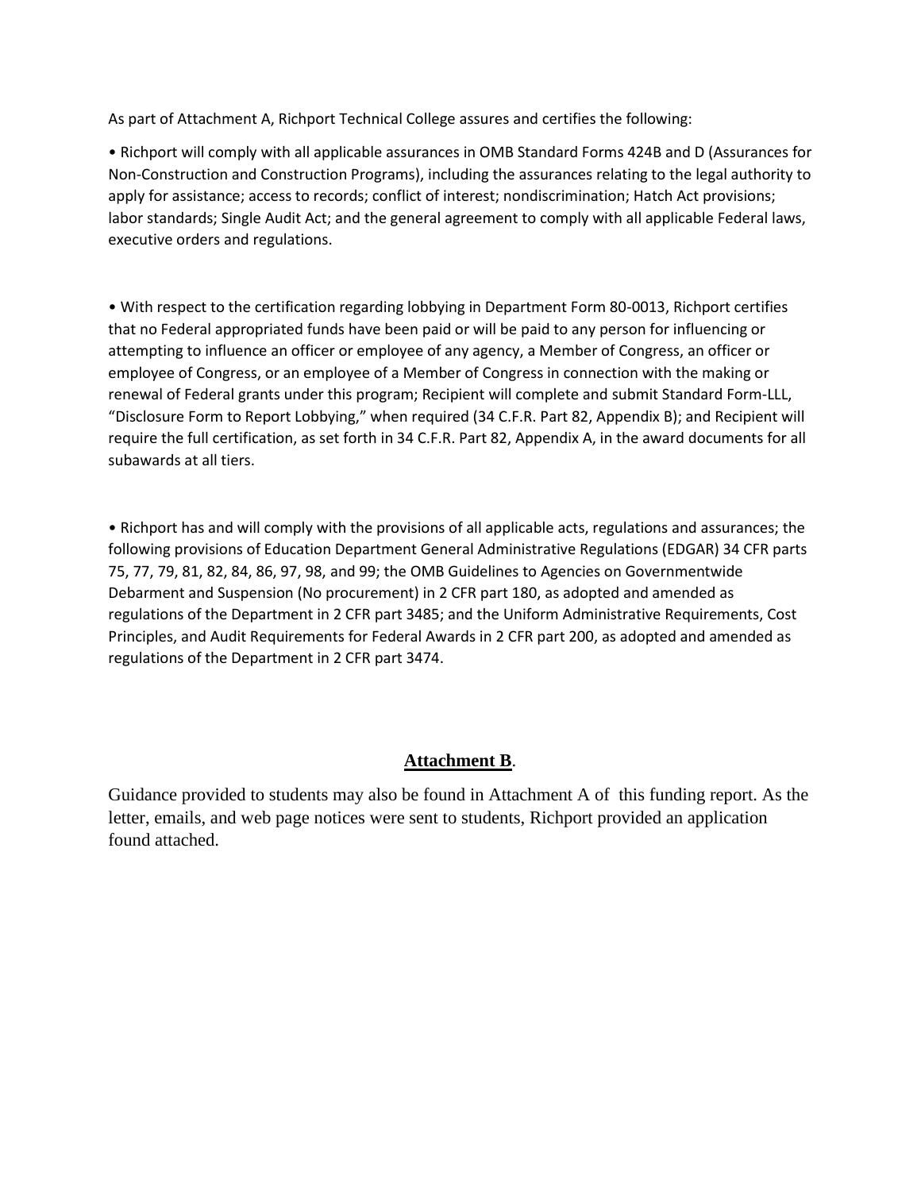As part of Attachment A, Richport Technical College assures and certifies the following:

• Richport will comply with all applicable assurances in OMB Standard Forms 424B and D (Assurances for Non-Construction and Construction Programs), including the assurances relating to the legal authority to apply for assistance; access to records; conflict of interest; nondiscrimination; Hatch Act provisions; labor standards; Single Audit Act; and the general agreement to comply with all applicable Federal laws, executive orders and regulations.

• With respect to the certification regarding lobbying in Department Form 80-0013, Richport certifies that no Federal appropriated funds have been paid or will be paid to any person for influencing or attempting to influence an officer or employee of any agency, a Member of Congress, an officer or employee of Congress, or an employee of a Member of Congress in connection with the making or renewal of Federal grants under this program; Recipient will complete and submit Standard Form-LLL, "Disclosure Form to Report Lobbying," when required (34 C.F.R. Part 82, Appendix B); and Recipient will require the full certification, as set forth in 34 C.F.R. Part 82, Appendix A, in the award documents for all subawards at all tiers.

• Richport has and will comply with the provisions of all applicable acts, regulations and assurances; the following provisions of Education Department General Administrative Regulations (EDGAR) 34 CFR parts 75, 77, 79, 81, 82, 84, 86, 97, 98, and 99; the OMB Guidelines to Agencies on Governmentwide Debarment and Suspension (No procurement) in 2 CFR part 180, as adopted and amended as regulations of the Department in 2 CFR part 3485; and the Uniform Administrative Requirements, Cost Principles, and Audit Requirements for Federal Awards in 2 CFR part 200, as adopted and amended as regulations of the Department in 2 CFR part 3474.

## **Attachment B**.

Guidance provided to students may also be found in Attachment A of this funding report. As the letter, emails, and web page notices were sent to students, Richport provided an application found attached.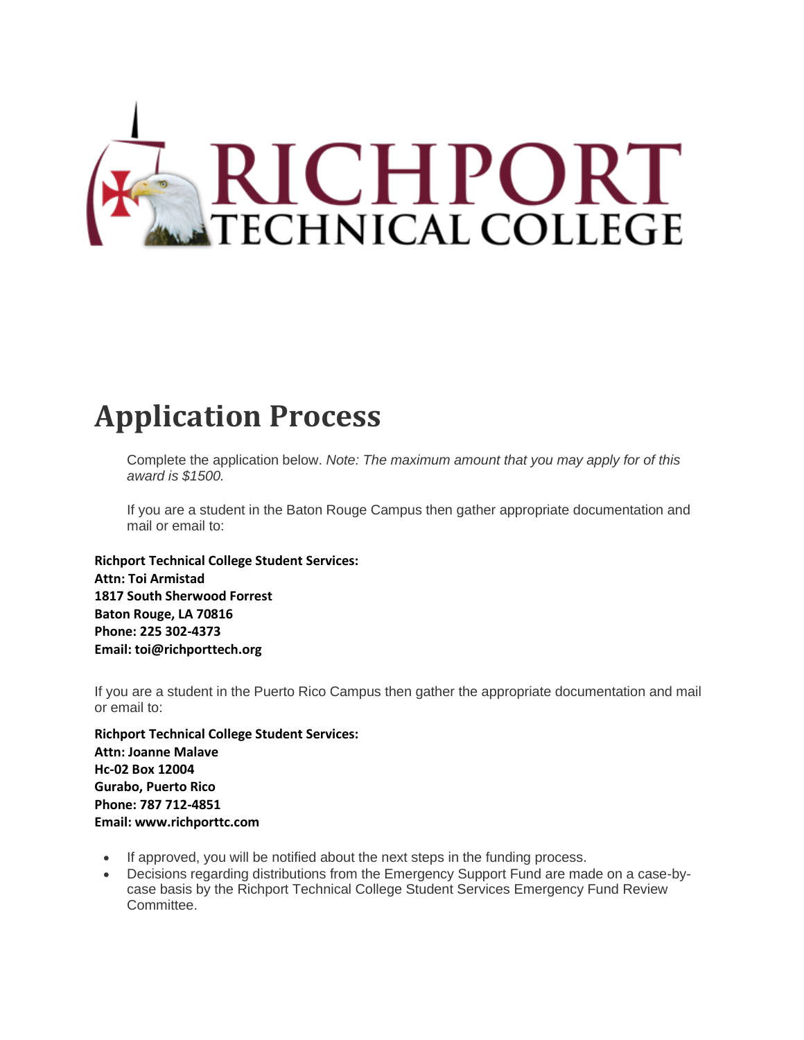# Application Process

Complete the application below. *Note: The maximum amount that you may apply for of this award is $1500.*

If you are a student in the Baton Rouge Campus then gather appropriate documentation and mail or email to:

**Richport Technical College Student Services:**
**Attn: Toi Armistad**
**1817 South Sherwood Forrest**
**Baton Rouge, LA 70816**
**Phone: 225 302-4373**
**Email: toi@richporttech.org**

If you are a student in the Puerto Rico Campus then gather the appropriate documentation and mail or email to:

**Richport Technical College Student Services:**
**Attn: Joanne Malave**
**Hc-02 Box 12004**
**Gurabo, Puerto Rico**
**Phone: 787 712-4851**
**Email: www.richporttc.com**

- If approved, you will be notified about the next steps in the funding process.
- Decisions regarding distributions from the Emergency Support Fund are made on a case-by-case basis by the Richport Technical College Student Services Emergency Fund Review Committee.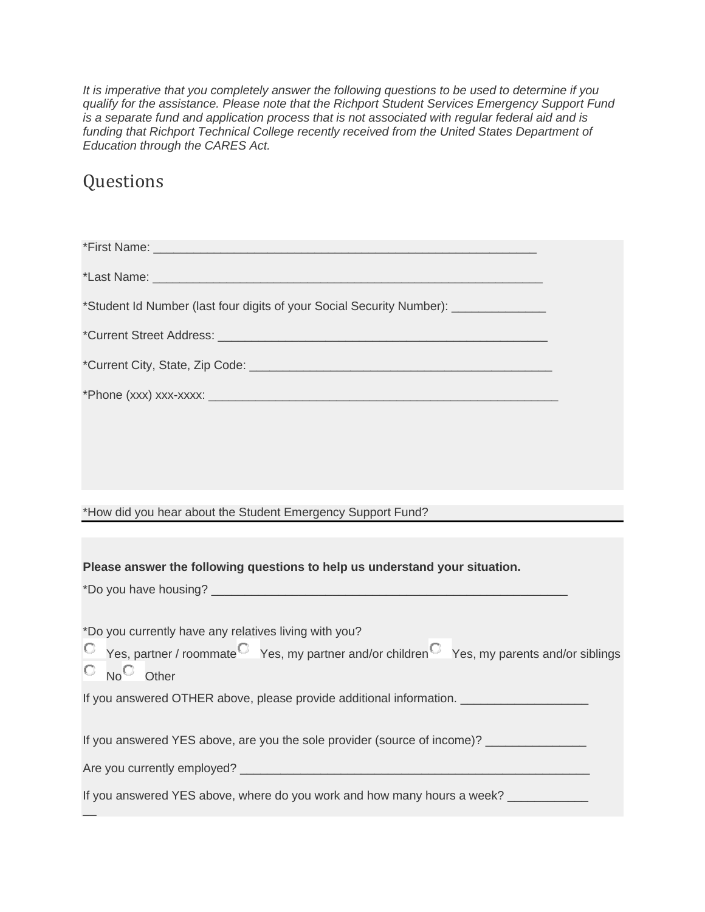*It is imperative that you completely answer the following questions to be used to determine if you qualify for the assistance. Please note that the Richport Student Services Emergency Support Fund is a separate fund and application process that is not associated with regular federal aid and is funding that Richport Technical College recently received from the United States Department of Education through the CARES Act.*

## Questions

*First Name: ___________________________________________________________

*Last Name: ____________________________________________________________

*Student Id Number (last four digits of your Social Security Number): ______________

*Current Street Address: __________________________________________________

*Current City, State, Zip Code: _____________________________________________

*Phone (xxx) xxx-xxxx: ____________________________________________________

*How did you hear about the Student Emergency Support Fund?

**Please answer the following questions to help us understand your situation.**

*Do you have housing? ____________________________________________________

*Do you currently have any relatives living with you?

○ Yes, partner / roommate ○ Yes, my partner and/or children ○ Yes, my parents and/or siblings ○ No ○ Other

If you answered OTHER above, please provide additional information. __________________

If you answered YES above, are you the sole provider (source of income)? _______________

Are you currently employed? ________________________________________________

If you answered YES above, where do you work and how many hours a week? ______________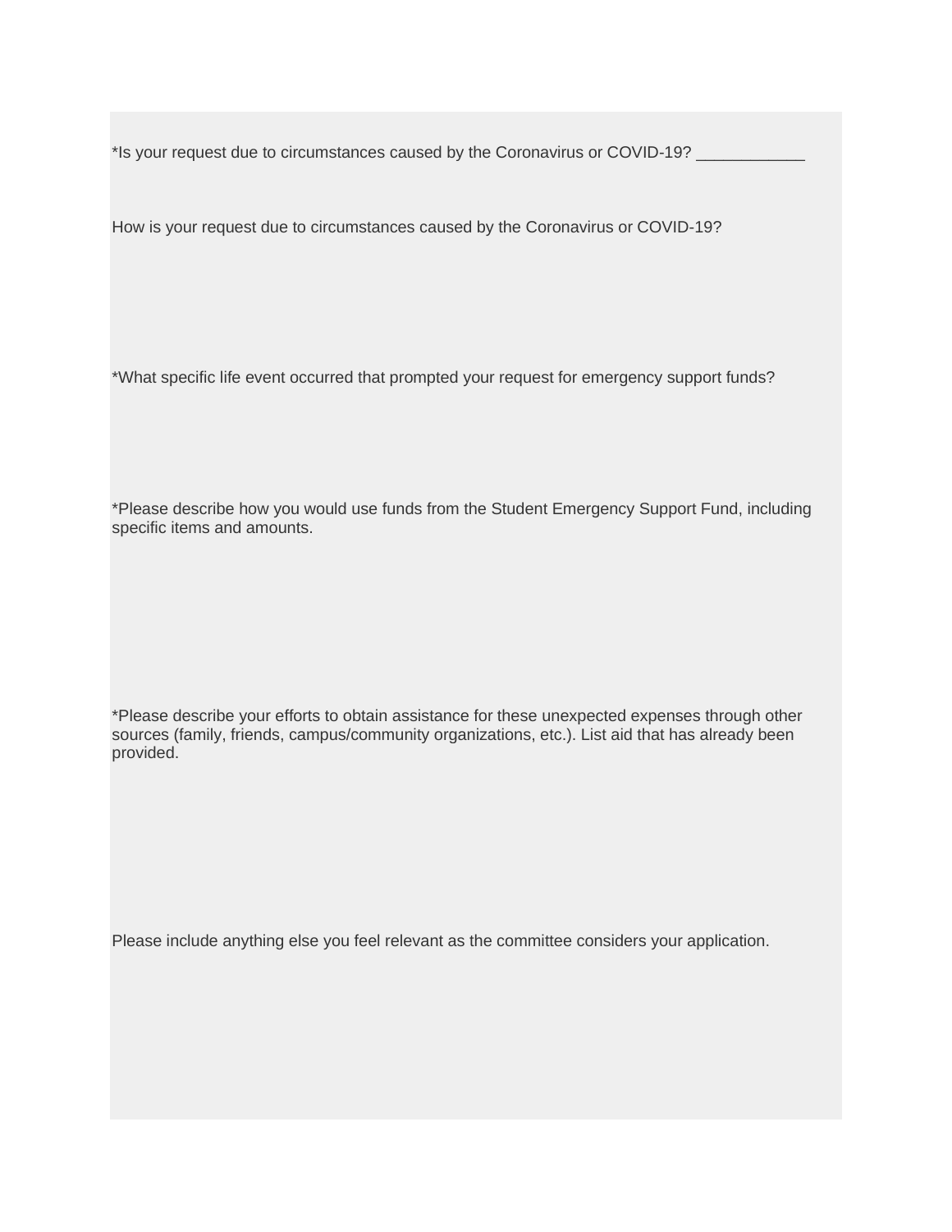*Is your request due to circumstances caused by the Coronavirus or COVID-19? ____________

How is your request due to circumstances caused by the Coronavirus or COVID-19?

*What specific life event occurred that prompted your request for emergency support funds?

*Please describe how you would use funds from the Student Emergency Support Fund, including specific items and amounts.

*Please describe your efforts to obtain assistance for these unexpected expenses through other sources (family, friends, campus/community organizations, etc.). List aid that has already been provided.

Please include anything else you feel relevant as the committee considers your application.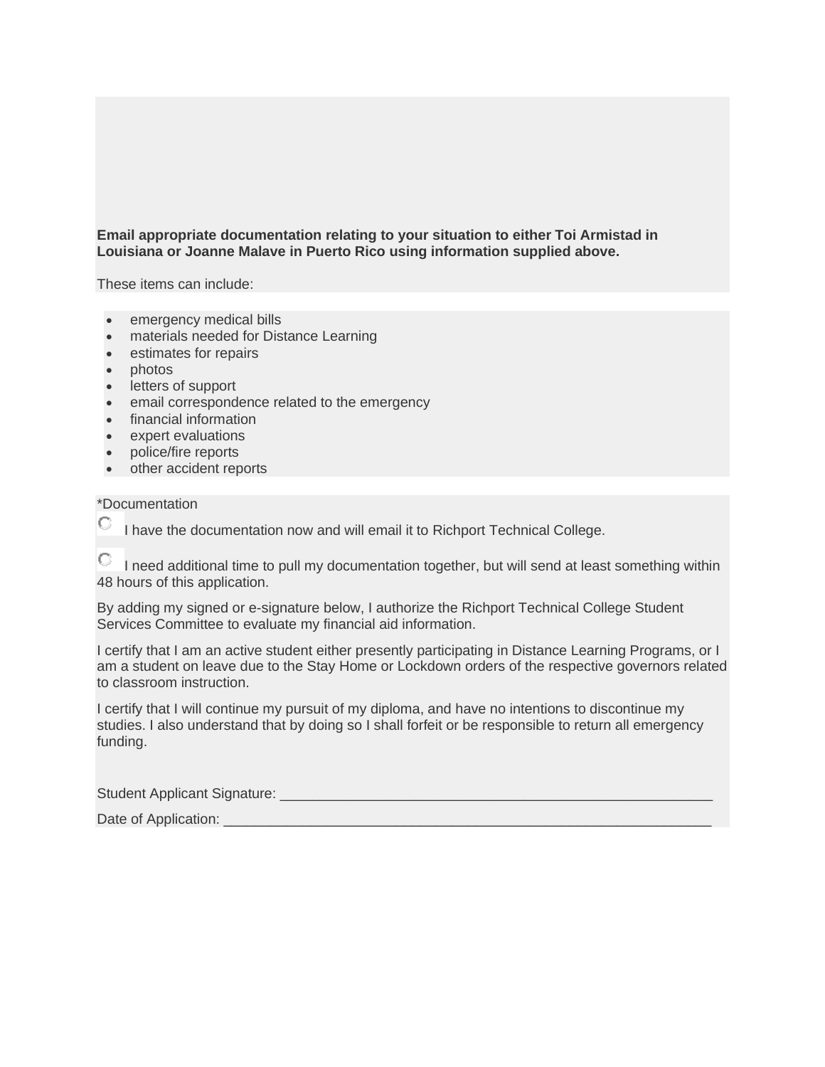**Email appropriate documentation relating to your situation to either Toi Armistad in Louisiana or Joanne Malave in Puerto Rico using information supplied above.**

These items can include:

- emergency medical bills
- materials needed for Distance Learning
- estimates for repairs
- photos
- letters of support
- email correspondence related to the emergency
- financial information
- expert evaluations
- police/fire reports
- other accident reports

*Documentation

○ I have the documentation now and will email it to Richport Technical College.

○ I need additional time to pull my documentation together, but will send at least something within 48 hours of this application.

By adding my signed or e-signature below, I authorize the Richport Technical College Student Services Committee to evaluate my financial aid information.

I certify that I am an active student either presently participating in Distance Learning Programs, or I am a student on leave due to the Stay Home or Lockdown orders of the respective governors related to classroom instruction.

I certify that I will continue my pursuit of my diploma, and have no intentions to discontinue my studies. I also understand that by doing so I shall forfeit or be responsible to return all emergency funding.

Student Applicant Signature: ________________________________________________________

Date of Application: _______________________________________________________________